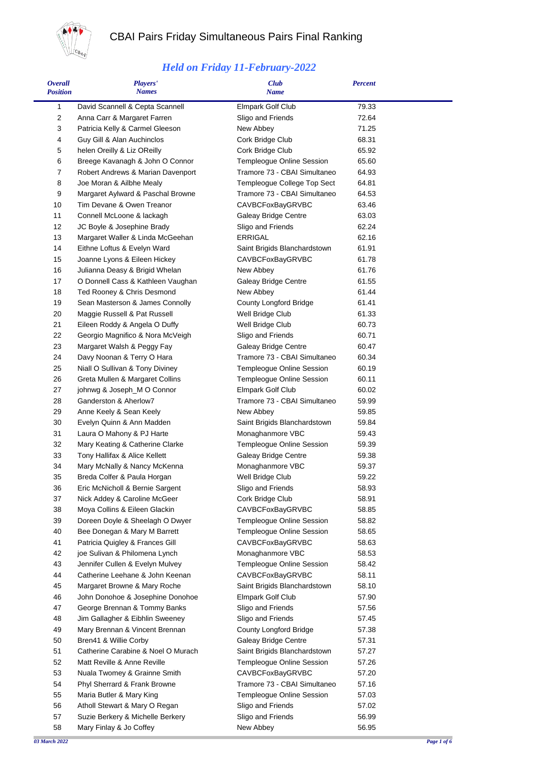# CBAI Pairs Friday Simultaneous Pairs Final Ranking

## *Held on Friday 11-February-2022*

| *Overall Position* | *Players' Names* | *Club Name* | *Percent* |
|---|---|---|---|
| 1 | David Scannell & Cepta Scannell | Elmpark Golf Club | 79.33 |
| 2 | Anna Carr & Margaret Farren | Sligo and Friends | 72.64 |
| 3 | Patricia Kelly & Carmel Gleeson | New Abbey | 71.25 |
| 4 | Guy Gill & Alan Auchinclos | Cork Bridge Club | 68.31 |
| 5 | helen Oreilly & Liz OReilly | Cork Bridge Club | 65.92 |
| 6 | Breege Kavanagh & John O Connor | Templeogue Online Session | 65.60 |
| 7 | Robert Andrews & Marian Davenport | Tramore 73 - CBAI Simultaneo | 64.93 |
| 8 | Joe Moran & Ailbhe Mealy | Templeogue College Top Sect | 64.81 |
| 9 | Margaret Aylward & Paschal Browne | Tramore 73 - CBAI Simultaneo | 64.53 |
| 10 | Tim Devane & Owen Treanor | CAVBCFoxBayGRVBC | 63.46 |
| 11 | Connell McLoone & lackagh | Galeay Bridge Centre | 63.03 |
| 12 | JC Boyle & Josephine Brady | Sligo and Friends | 62.24 |
| 13 | Margaret Waller & Linda McGeehan | ERRIGAL | 62.16 |
| 14 | Eithne Loftus & Evelyn Ward | Saint Brigids Blanchardstown | 61.91 |
| 15 | Joanne Lyons & Eileen Hickey | CAVBCFoxBayGRVBC | 61.78 |
| 16 | Julianna Deasy & Brigid Whelan | New Abbey | 61.76 |
| 17 | O Donnell Cass & Kathleen Vaughan | Galeay Bridge Centre | 61.55 |
| 18 | Ted Rooney & Chris Desmond | New Abbey | 61.44 |
| 19 | Sean Masterson & James Connolly | County Longford Bridge | 61.41 |
| 20 | Maggie Russell & Pat Russell | Well Bridge Club | 61.33 |
| 21 | Eileen Roddy & Angela O Duffy | Well Bridge Club | 60.73 |
| 22 | Georgio Magnifico & Nora McVeigh | Sligo and Friends | 60.71 |
| 23 | Margaret Walsh & Peggy Fay | Galeay Bridge Centre | 60.47 |
| 24 | Davy Noonan & Terry O Hara | Tramore 73 - CBAI Simultaneo | 60.34 |
| 25 | Niall O Sullivan & Tony Diviney | Templeogue Online Session | 60.19 |
| 26 | Greta Mullen & Margaret Collins | Templeogue Online Session | 60.11 |
| 27 | johnwg & Joseph_M O Connor | Elmpark Golf Club | 60.02 |
| 28 | Ganderston & Aherlow7 | Tramore 73 - CBAI Simultaneo | 59.99 |
| 29 | Anne Keely & Sean Keely | New Abbey | 59.85 |
| 30 | Evelyn Quinn & Ann Madden | Saint Brigids Blanchardstown | 59.84 |
| 31 | Laura O Mahony & PJ Harte | Monaghanmore VBC | 59.43 |
| 32 | Mary Keating & Catherine Clarke | Templeogue Online Session | 59.39 |
| 33 | Tony Hallifax & Alice Kellett | Galeay Bridge Centre | 59.38 |
| 34 | Mary McNally & Nancy McKenna | Monaghanmore VBC | 59.37 |
| 35 | Breda Colfer & Paula Horgan | Well Bridge Club | 59.22 |
| 36 | Eric McNicholl & Bernie Sargent | Sligo and Friends | 58.93 |
| 37 | Nick Addey & Caroline McGeer | Cork Bridge Club | 58.91 |
| 38 | Moya Collins & Eileen Glackin | CAVBCFoxBayGRVBC | 58.85 |
| 39 | Doreen Doyle & Sheelagh O Dwyer | Templeogue Online Session | 58.82 |
| 40 | Bee Donegan & Mary M Barrett | Templeogue Online Session | 58.65 |
| 41 | Patricia Quigley & Frances Gill | CAVBCFoxBayGRVBC | 58.63 |
| 42 | joe Sulivan & Philomena Lynch | Monaghanmore VBC | 58.53 |
| 43 | Jennifer Cullen & Evelyn Mulvey | Templeogue Online Session | 58.42 |
| 44 | Catherine Leehane & John Keenan | CAVBCFoxBayGRVBC | 58.11 |
| 45 | Margaret Browne & Mary Roche | Saint Brigids Blanchardstown | 58.10 |
| 46 | John Donohoe & Josephine Donohoe | Elmpark Golf Club | 57.90 |
| 47 | George Brennan & Tommy Banks | Sligo and Friends | 57.56 |
| 48 | Jim Gallagher & Eibhlin Sweeney | Sligo and Friends | 57.45 |
| 49 | Mary Brennan & Vincent Brennan | County Longford Bridge | 57.38 |
| 50 | Bren41 & Willie Corby | Galeay Bridge Centre | 57.31 |
| 51 | Catherine Carabine & Noel O Murach | Saint Brigids Blanchardstown | 57.27 |
| 52 | Matt Reville & Anne Reville | Templeogue Online Session | 57.26 |
| 53 | Nuala Twomey & Grainne Smith | CAVBCFoxBayGRVBC | 57.20 |
| 54 | Phyl Sherrard & Frank Browne | Tramore 73 - CBAI Simultaneo | 57.16 |
| 55 | Maria Butler & Mary King | Templeogue Online Session | 57.03 |
| 56 | Atholl Stewart & Mary O Regan | Sligo and Friends | 57.02 |
| 57 | Suzie Berkery & Michelle Berkery | Sligo and Friends | 56.99 |
| 58 | Mary Finlay & Jo Coffey | New Abbey | 56.95 |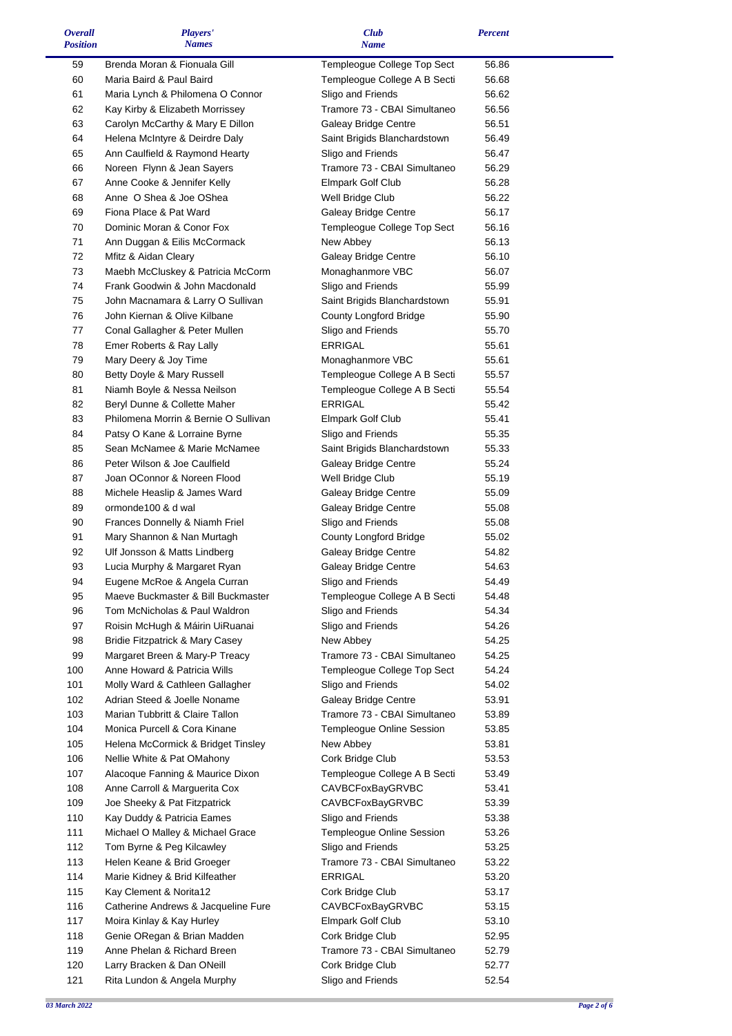| *Overall Position* | *Players' Names* | *Club Name* | *Percent* |
|---|---|---|---|
| 59 | Brenda Moran & Fionuala Gill | Templeogue College Top Sect | 56.86 |
| 60 | Maria Baird & Paul Baird | Templeogue College A B Secti | 56.68 |
| 61 | Maria Lynch & Philomena O Connor | Sligo and Friends | 56.62 |
| 62 | Kay Kirby & Elizabeth Morrissey | Tramore 73 - CBAI Simultaneo | 56.56 |
| 63 | Carolyn McCarthy & Mary E Dillon | Galeay Bridge Centre | 56.51 |
| 64 | Helena McIntyre & Deirdre Daly | Saint Brigids Blanchardstown | 56.49 |
| 65 | Ann Caulfield & Raymond Hearty | Sligo and Friends | 56.47 |
| 66 | Noreen Flynn & Jean Sayers | Tramore 73 - CBAI Simultaneo | 56.29 |
| 67 | Anne Cooke & Jennifer Kelly | Elmpark Golf Club | 56.28 |
| 68 | Anne O Shea & Joe OShea | Well Bridge Club | 56.22 |
| 69 | Fiona Place & Pat Ward | Galeay Bridge Centre | 56.17 |
| 70 | Dominic Moran & Conor Fox | Templeogue College Top Sect | 56.16 |
| 71 | Ann Duggan & Eilis McCormack | New Abbey | 56.13 |
| 72 | Mfitz & Aidan Cleary | Galeay Bridge Centre | 56.10 |
| 73 | Maebh McCluskey & Patricia McCorm | Monaghanmore VBC | 56.07 |
| 74 | Frank Goodwin & John Macdonald | Sligo and Friends | 55.99 |
| 75 | John Macnamara & Larry O Sullivan | Saint Brigids Blanchardstown | 55.91 |
| 76 | John Kiernan & Olive Kilbane | County Longford Bridge | 55.90 |
| 77 | Conal Gallagher & Peter Mullen | Sligo and Friends | 55.70 |
| 78 | Emer Roberts & Ray Lally | ERRIGAL | 55.61 |
| 79 | Mary Deery & Joy Time | Monaghanmore VBC | 55.61 |
| 80 | Betty Doyle & Mary Russell | Templeogue College A B Secti | 55.57 |
| 81 | Niamh Boyle & Nessa Neilson | Templeogue College A B Secti | 55.54 |
| 82 | Beryl Dunne & Collette Maher | ERRIGAL | 55.42 |
| 83 | Philomena Morrin & Bernie O Sullivan | Elmpark Golf Club | 55.41 |
| 84 | Patsy O Kane & Lorraine Byrne | Sligo and Friends | 55.35 |
| 85 | Sean McNamee & Marie McNamee | Saint Brigids Blanchardstown | 55.33 |
| 86 | Peter Wilson & Joe Caulfield | Galeay Bridge Centre | 55.24 |
| 87 | Joan OConnor & Noreen Flood | Well Bridge Club | 55.19 |
| 88 | Michele Heaslip & James Ward | Galeay Bridge Centre | 55.09 |
| 89 | ormonde100 & d wal | Galeay Bridge Centre | 55.08 |
| 90 | Frances Donnelly & Niamh Friel | Sligo and Friends | 55.08 |
| 91 | Mary Shannon & Nan Murtagh | County Longford Bridge | 55.02 |
| 92 | Ulf Jonsson & Matts Lindberg | Galeay Bridge Centre | 54.82 |
| 93 | Lucia Murphy & Margaret Ryan | Galeay Bridge Centre | 54.63 |
| 94 | Eugene McRoe & Angela Curran | Sligo and Friends | 54.49 |
| 95 | Maeve Buckmaster & Bill Buckmaster | Templeogue College A B Secti | 54.48 |
| 96 | Tom McNicholas & Paul Waldron | Sligo and Friends | 54.34 |
| 97 | Roisin McHugh & Máirin UiRuanai | Sligo and Friends | 54.26 |
| 98 | Bridie Fitzpatrick & Mary Casey | New Abbey | 54.25 |
| 99 | Margaret Breen & Mary-P Treacy | Tramore 73 - CBAI Simultaneo | 54.25 |
| 100 | Anne Howard & Patricia Wills | Templeogue College Top Sect | 54.24 |
| 101 | Molly Ward & Cathleen Gallagher | Sligo and Friends | 54.02 |
| 102 | Adrian Steed & Joelle Noname | Galeay Bridge Centre | 53.91 |
| 103 | Marian Tubbritt & Claire Tallon | Tramore 73 - CBAI Simultaneo | 53.89 |
| 104 | Monica Purcell & Cora Kinane | Templeogue Online Session | 53.85 |
| 105 | Helena McCormick & Bridget Tinsley | New Abbey | 53.81 |
| 106 | Nellie White & Pat OMahony | Cork Bridge Club | 53.53 |
| 107 | Alacoque Fanning & Maurice Dixon | Templeogue College A B Secti | 53.49 |
| 108 | Anne Carroll & Marguerita Cox | CAVBCFoxBayGRVBC | 53.41 |
| 109 | Joe Sheeky & Pat Fitzpatrick | CAVBCFoxBayGRVBC | 53.39 |
| 110 | Kay Duddy & Patricia Eames | Sligo and Friends | 53.38 |
| 111 | Michael O Malley & Michael Grace | Templeogue Online Session | 53.26 |
| 112 | Tom Byrne & Peg Kilcawley | Sligo and Friends | 53.25 |
| 113 | Helen Keane & Brid Groeger | Tramore 73 - CBAI Simultaneo | 53.22 |
| 114 | Marie Kidney & Brid Kilfeather | ERRIGAL | 53.20 |
| 115 | Kay Clement & Norita12 | Cork Bridge Club | 53.17 |
| 116 | Catherine Andrews & Jacqueline Fure | CAVBCFoxBayGRVBC | 53.15 |
| 117 | Moira Kinlay & Kay Hurley | Elmpark Golf Club | 53.10 |
| 118 | Genie ORegan & Brian Madden | Cork Bridge Club | 52.95 |
| 119 | Anne Phelan & Richard Breen | Tramore 73 - CBAI Simultaneo | 52.79 |
| 120 | Larry Bracken & Dan ONeill | Cork Bridge Club | 52.77 |
| 121 | Rita Lundon & Angela Murphy | Sligo and Friends | 52.54 |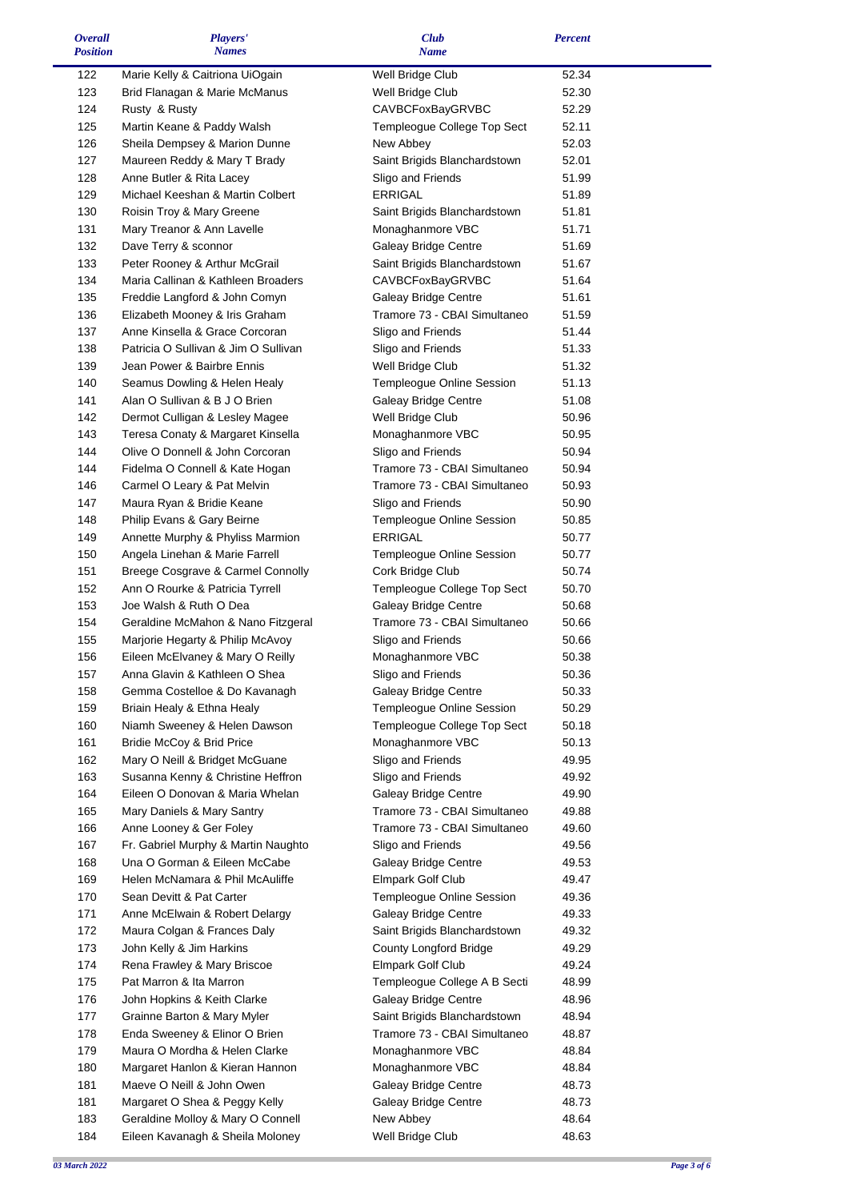| *Overall Position* | *Players' Names* | *Club Name* | *Percent* |
|---|---|---|---|
| 122 | Marie Kelly & Caitriona UiOgain | Well Bridge Club | 52.34 |
| 123 | Brid Flanagan & Marie McManus | Well Bridge Club | 52.30 |
| 124 | Rusty & Rusty | CAVBCFoxBayGRVBC | 52.29 |
| 125 | Martin Keane & Paddy Walsh | Templeogue College Top Sect | 52.11 |
| 126 | Sheila Dempsey & Marion Dunne | New Abbey | 52.03 |
| 127 | Maureen Reddy & Mary T Brady | Saint Brigids Blanchardstown | 52.01 |
| 128 | Anne Butler & Rita Lacey | Sligo and Friends | 51.99 |
| 129 | Michael Keeshan & Martin Colbert | ERRIGAL | 51.89 |
| 130 | Roisin Troy & Mary Greene | Saint Brigids Blanchardstown | 51.81 |
| 131 | Mary Treanor & Ann Lavelle | Monaghanmore VBC | 51.71 |
| 132 | Dave Terry & sconnor | Galeay Bridge Centre | 51.69 |
| 133 | Peter Rooney & Arthur McGrail | Saint Brigids Blanchardstown | 51.67 |
| 134 | Maria Callinan & Kathleen Broaders | CAVBCFoxBayGRVBC | 51.64 |
| 135 | Freddie Langford & John Comyn | Galeay Bridge Centre | 51.61 |
| 136 | Elizabeth Mooney & Iris Graham | Tramore 73 - CBAI Simultaneo | 51.59 |
| 137 | Anne Kinsella & Grace Corcoran | Sligo and Friends | 51.44 |
| 138 | Patricia O Sullivan & Jim O Sullivan | Sligo and Friends | 51.33 |
| 139 | Jean Power & Bairbre Ennis | Well Bridge Club | 51.32 |
| 140 | Seamus Dowling & Helen Healy | Templeogue Online Session | 51.13 |
| 141 | Alan O Sullivan & B J O Brien | Galeay Bridge Centre | 51.08 |
| 142 | Dermot Culligan & Lesley Magee | Well Bridge Club | 50.96 |
| 143 | Teresa Conaty & Margaret Kinsella | Monaghanmore VBC | 50.95 |
| 144 | Olive O Donnell & John Corcoran | Sligo and Friends | 50.94 |
| 144 | Fidelma O Connell & Kate Hogan | Tramore 73 - CBAI Simultaneo | 50.94 |
| 146 | Carmel O Leary & Pat Melvin | Tramore 73 - CBAI Simultaneo | 50.93 |
| 147 | Maura Ryan & Bridie Keane | Sligo and Friends | 50.90 |
| 148 | Philip Evans & Gary Beirne | Templeogue Online Session | 50.85 |
| 149 | Annette Murphy & Phyliss Marmion | ERRIGAL | 50.77 |
| 150 | Angela Linehan & Marie Farrell | Templeogue Online Session | 50.77 |
| 151 | Breege Cosgrave & Carmel Connolly | Cork Bridge Club | 50.74 |
| 152 | Ann O Rourke & Patricia Tyrrell | Templeogue College Top Sect | 50.70 |
| 153 | Joe Walsh & Ruth O Dea | Galeay Bridge Centre | 50.68 |
| 154 | Geraldine McMahon & Nano Fitzgeral | Tramore 73 - CBAI Simultaneo | 50.66 |
| 155 | Marjorie Hegarty & Philip McAvoy | Sligo and Friends | 50.66 |
| 156 | Eileen McElvaney & Mary O Reilly | Monaghanmore VBC | 50.38 |
| 157 | Anna Glavin & Kathleen O Shea | Sligo and Friends | 50.36 |
| 158 | Gemma Costelloe & Do Kavanagh | Galeay Bridge Centre | 50.33 |
| 159 | Briain Healy & Ethna Healy | Templeogue Online Session | 50.29 |
| 160 | Niamh Sweeney & Helen Dawson | Templeogue College Top Sect | 50.18 |
| 161 | Bridie McCoy & Brid Price | Monaghanmore VBC | 50.13 |
| 162 | Mary O Neill & Bridget McGuane | Sligo and Friends | 49.95 |
| 163 | Susanna Kenny & Christine Heffron | Sligo and Friends | 49.92 |
| 164 | Eileen O Donovan & Maria Whelan | Galeay Bridge Centre | 49.90 |
| 165 | Mary Daniels & Mary Santry | Tramore 73 - CBAI Simultaneo | 49.88 |
| 166 | Anne Looney & Ger Foley | Tramore 73 - CBAI Simultaneo | 49.60 |
| 167 | Fr. Gabriel Murphy & Martin Naughto | Sligo and Friends | 49.56 |
| 168 | Una O Gorman & Eileen McCabe | Galeay Bridge Centre | 49.53 |
| 169 | Helen McNamara & Phil McAuliffe | Elmpark Golf Club | 49.47 |
| 170 | Sean Devitt & Pat Carter | Templeogue Online Session | 49.36 |
| 171 | Anne McElwain & Robert Delargy | Galeay Bridge Centre | 49.33 |
| 172 | Maura Colgan & Frances Daly | Saint Brigids Blanchardstown | 49.32 |
| 173 | John Kelly & Jim Harkins | County Longford Bridge | 49.29 |
| 174 | Rena Frawley & Mary Briscoe | Elmpark Golf Club | 49.24 |
| 175 | Pat Marron & Ita Marron | Templeogue College A B Secti | 48.99 |
| 176 | John Hopkins & Keith Clarke | Galeay Bridge Centre | 48.96 |
| 177 | Grainne Barton & Mary Myler | Saint Brigids Blanchardstown | 48.94 |
| 178 | Enda Sweeney & Elinor O Brien | Tramore 73 - CBAI Simultaneo | 48.87 |
| 179 | Maura O Mordha & Helen Clarke | Monaghanmore VBC | 48.84 |
| 180 | Margaret Hanlon & Kieran Hannon | Monaghanmore VBC | 48.84 |
| 181 | Maeve O Neill & John Owen | Galeay Bridge Centre | 48.73 |
| 181 | Margaret O Shea & Peggy Kelly | Galeay Bridge Centre | 48.73 |
| 183 | Geraldine Molloy & Mary O Connell | New Abbey | 48.64 |
| 184 | Eileen Kavanagh & Sheila Moloney | Well Bridge Club | 48.63 |

*03 March 2022*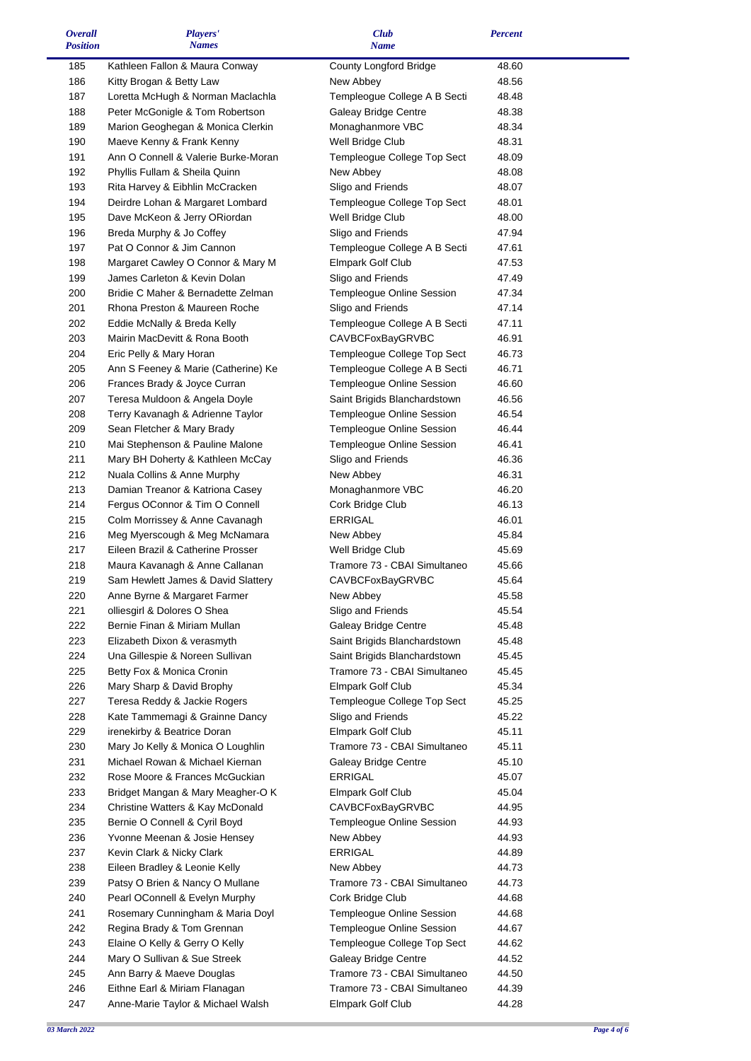| *Overall Position* | *Players' Names* | *Club Name* | *Percent* |
|---|---|---|---|
| 185 | Kathleen Fallon & Maura Conway | County Longford Bridge | 48.60 |
| 186 | Kitty Brogan & Betty Law | New Abbey | 48.56 |
| 187 | Loretta McHugh & Norman Maclachla | Templeogue College A B Secti | 48.48 |
| 188 | Peter McGonigle & Tom Robertson | Galeay Bridge Centre | 48.38 |
| 189 | Marion Geoghegan & Monica Clerkin | Monaghanmore VBC | 48.34 |
| 190 | Maeve Kenny & Frank Kenny | Well Bridge Club | 48.31 |
| 191 | Ann O Connell & Valerie Burke-Moran | Templeogue College Top Sect | 48.09 |
| 192 | Phyllis Fullam & Sheila Quinn | New Abbey | 48.08 |
| 193 | Rita Harvey & Eibhlin McCracken | Sligo and Friends | 48.07 |
| 194 | Deirdre Lohan & Margaret Lombard | Templeogue College Top Sect | 48.01 |
| 195 | Dave McKeon & Jerry ORiordan | Well Bridge Club | 48.00 |
| 196 | Breda Murphy & Jo Coffey | Sligo and Friends | 47.94 |
| 197 | Pat O Connor & Jim Cannon | Templeogue College A B Secti | 47.61 |
| 198 | Margaret Cawley O Connor & Mary M | Elmpark Golf Club | 47.53 |
| 199 | James Carleton & Kevin Dolan | Sligo and Friends | 47.49 |
| 200 | Bridie C Maher & Bernadette Zelman | Templeogue Online Session | 47.34 |
| 201 | Rhona Preston & Maureen Roche | Sligo and Friends | 47.14 |
| 202 | Eddie McNally & Breda Kelly | Templeogue College A B Secti | 47.11 |
| 203 | Mairin MacDevitt & Rona Booth | CAVBCFoxBayGRVBC | 46.91 |
| 204 | Eric Pelly & Mary Horan | Templeogue College Top Sect | 46.73 |
| 205 | Ann S Feeney & Marie (Catherine) Ke | Templeogue College A B Secti | 46.71 |
| 206 | Frances Brady & Joyce Curran | Templeogue Online Session | 46.60 |
| 207 | Teresa Muldoon & Angela Doyle | Saint Brigids Blanchardstown | 46.56 |
| 208 | Terry Kavanagh & Adrienne Taylor | Templeogue Online Session | 46.54 |
| 209 | Sean Fletcher & Mary Brady | Templeogue Online Session | 46.44 |
| 210 | Mai Stephenson & Pauline Malone | Templeogue Online Session | 46.41 |
| 211 | Mary BH Doherty & Kathleen McCay | Sligo and Friends | 46.36 |
| 212 | Nuala Collins & Anne Murphy | New Abbey | 46.31 |
| 213 | Damian Treanor & Katriona Casey | Monaghanmore VBC | 46.20 |
| 214 | Fergus OConnor & Tim O Connell | Cork Bridge Club | 46.13 |
| 215 | Colm Morrissey & Anne Cavanagh | ERRIGAL | 46.01 |
| 216 | Meg Myerscough & Meg McNamara | New Abbey | 45.84 |
| 217 | Eileen Brazil & Catherine Prosser | Well Bridge Club | 45.69 |
| 218 | Maura Kavanagh & Anne Callanan | Tramore 73 - CBAI Simultaneo | 45.66 |
| 219 | Sam Hewlett James & David Slattery | CAVBCFoxBayGRVBC | 45.64 |
| 220 | Anne Byrne & Margaret Farmer | New Abbey | 45.58 |
| 221 | olliesgirl & Dolores O Shea | Sligo and Friends | 45.54 |
| 222 | Bernie Finan & Miriam Mullan | Galeay Bridge Centre | 45.48 |
| 223 | Elizabeth Dixon & verasmyth | Saint Brigids Blanchardstown | 45.48 |
| 224 | Una Gillespie & Noreen Sullivan | Saint Brigids Blanchardstown | 45.45 |
| 225 | Betty Fox & Monica Cronin | Tramore 73 - CBAI Simultaneo | 45.45 |
| 226 | Mary Sharp & David Brophy | Elmpark Golf Club | 45.34 |
| 227 | Teresa Reddy & Jackie Rogers | Templeogue College Top Sect | 45.25 |
| 228 | Kate Tammemagi & Grainne Dancy | Sligo and Friends | 45.22 |
| 229 | irenekirby & Beatrice Doran | Elmpark Golf Club | 45.11 |
| 230 | Mary Jo Kelly & Monica O Loughlin | Tramore 73 - CBAI Simultaneo | 45.11 |
| 231 | Michael Rowan & Michael Kiernan | Galeay Bridge Centre | 45.10 |
| 232 | Rose Moore & Frances McGuckian | ERRIGAL | 45.07 |
| 233 | Bridget Mangan & Mary Meagher-O K | Elmpark Golf Club | 45.04 |
| 234 | Christine Watters & Kay McDonald | CAVBCFoxBayGRVBC | 44.95 |
| 235 | Bernie O Connell & Cyril Boyd | Templeogue Online Session | 44.93 |
| 236 | Yvonne Meenan & Josie Hensey | New Abbey | 44.93 |
| 237 | Kevin Clark & Nicky Clark | ERRIGAL | 44.89 |
| 238 | Eileen Bradley & Leonie Kelly | New Abbey | 44.73 |
| 239 | Patsy O Brien & Nancy O Mullane | Tramore 73 - CBAI Simultaneo | 44.73 |
| 240 | Pearl OConnell & Evelyn Murphy | Cork Bridge Club | 44.68 |
| 241 | Rosemary Cunningham & Maria Doyl | Templeogue Online Session | 44.68 |
| 242 | Regina Brady & Tom Grennan | Templeogue Online Session | 44.67 |
| 243 | Elaine O Kelly & Gerry O Kelly | Templeogue College Top Sect | 44.62 |
| 244 | Mary O Sullivan & Sue Streek | Galeay Bridge Centre | 44.52 |
| 245 | Ann Barry & Maeve Douglas | Tramore 73 - CBAI Simultaneo | 44.50 |
| 246 | Eithne Earl & Miriam Flanagan | Tramore 73 - CBAI Simultaneo | 44.39 |
| 247 | Anne-Marie Taylor & Michael Walsh | Elmpark Golf Club | 44.28 |

*03 March 2022*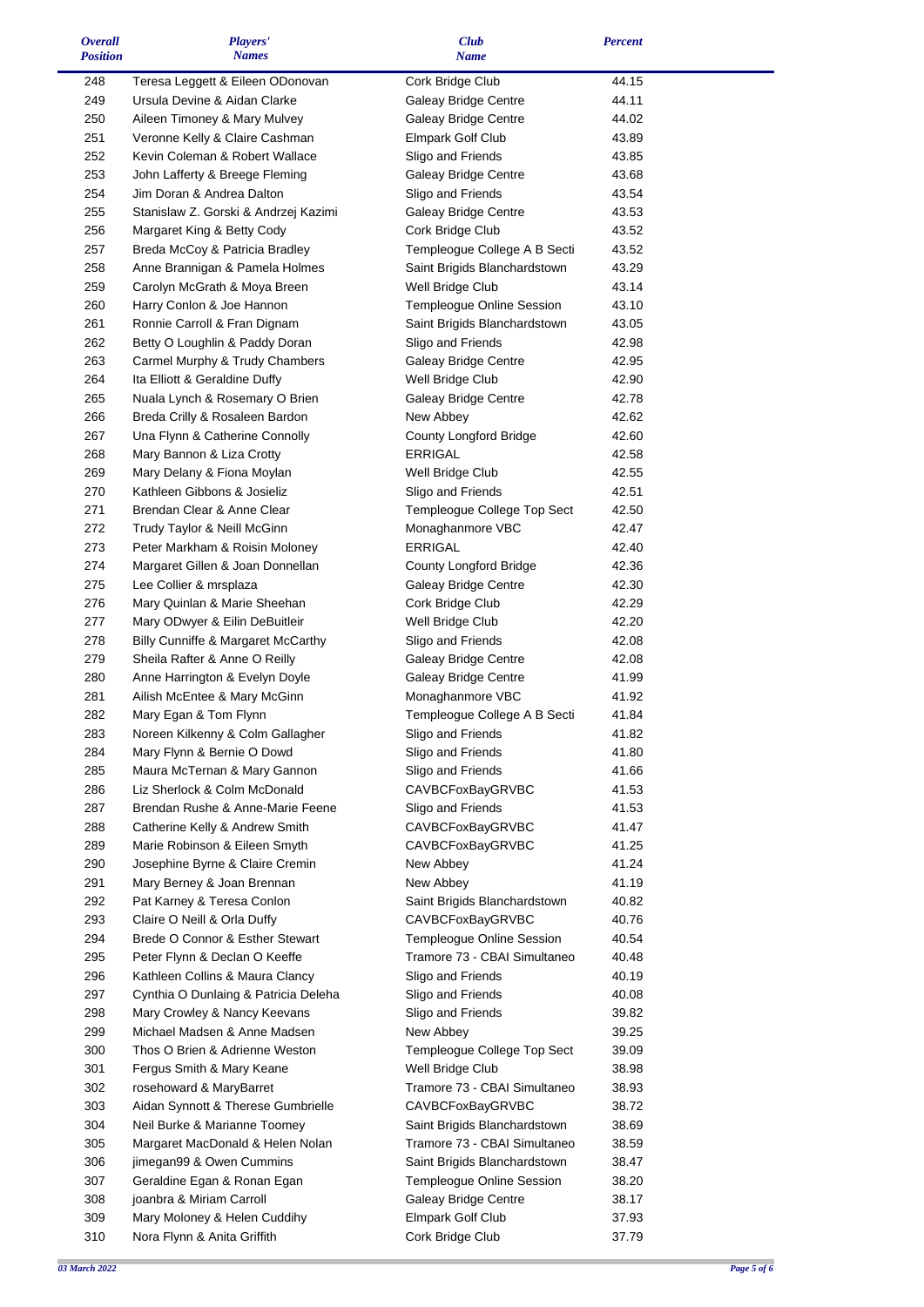| *Overall Position* | *Players' Names* | *Club Name* | *Percent* |
|---|---|---|---|
| 248 | Teresa Leggett & Eileen ODonovan | Cork Bridge Club | 44.15 |
| 249 | Ursula Devine & Aidan Clarke | Galeay Bridge Centre | 44.11 |
| 250 | Aileen Timoney & Mary Mulvey | Galeay Bridge Centre | 44.02 |
| 251 | Veronne Kelly & Claire Cashman | Elmpark Golf Club | 43.89 |
| 252 | Kevin Coleman & Robert Wallace | Sligo and Friends | 43.85 |
| 253 | John Lafferty & Breege Fleming | Galeay Bridge Centre | 43.68 |
| 254 | Jim Doran & Andrea Dalton | Sligo and Friends | 43.54 |
| 255 | Stanislaw Z. Gorski & Andrzej Kazimi | Galeay Bridge Centre | 43.53 |
| 256 | Margaret King & Betty Cody | Cork Bridge Club | 43.52 |
| 257 | Breda McCoy & Patricia Bradley | Templeogue College A B Secti | 43.52 |
| 258 | Anne Brannigan & Pamela Holmes | Saint Brigids Blanchardstown | 43.29 |
| 259 | Carolyn McGrath & Moya Breen | Well Bridge Club | 43.14 |
| 260 | Harry Conlon & Joe Hannon | Templeogue Online Session | 43.10 |
| 261 | Ronnie Carroll & Fran Dignam | Saint Brigids Blanchardstown | 43.05 |
| 262 | Betty O Loughlin & Paddy Doran | Sligo and Friends | 42.98 |
| 263 | Carmel Murphy & Trudy Chambers | Galeay Bridge Centre | 42.95 |
| 264 | Ita Elliott & Geraldine Duffy | Well Bridge Club | 42.90 |
| 265 | Nuala Lynch & Rosemary O Brien | Galeay Bridge Centre | 42.78 |
| 266 | Breda Crilly & Rosaleen Bardon | New Abbey | 42.62 |
| 267 | Una Flynn & Catherine Connolly | County Longford Bridge | 42.60 |
| 268 | Mary Bannon & Liza Crotty | ERRIGAL | 42.58 |
| 269 | Mary Delany & Fiona Moylan | Well Bridge Club | 42.55 |
| 270 | Kathleen Gibbons & Josieliz | Sligo and Friends | 42.51 |
| 271 | Brendan Clear & Anne Clear | Templeogue College Top Sect | 42.50 |
| 272 | Trudy Taylor & Neill McGinn | Monaghanmore VBC | 42.47 |
| 273 | Peter Markham & Roisin Moloney | ERRIGAL | 42.40 |
| 274 | Margaret Gillen & Joan Donnellan | County Longford Bridge | 42.36 |
| 275 | Lee Collier & mrsplaza | Galeay Bridge Centre | 42.30 |
| 276 | Mary Quinlan & Marie Sheehan | Cork Bridge Club | 42.29 |
| 277 | Mary ODwyer & Eilin DeBuitleir | Well Bridge Club | 42.20 |
| 278 | Billy Cunniffe & Margaret McCarthy | Sligo and Friends | 42.08 |
| 279 | Sheila Rafter & Anne O Reilly | Galeay Bridge Centre | 42.08 |
| 280 | Anne Harrington & Evelyn Doyle | Galeay Bridge Centre | 41.99 |
| 281 | Ailish McEntee & Mary McGinn | Monaghanmore VBC | 41.92 |
| 282 | Mary Egan & Tom Flynn | Templeogue College A B Secti | 41.84 |
| 283 | Noreen Kilkenny & Colm Gallagher | Sligo and Friends | 41.82 |
| 284 | Mary Flynn & Bernie O Dowd | Sligo and Friends | 41.80 |
| 285 | Maura McTernan & Mary Gannon | Sligo and Friends | 41.66 |
| 286 | Liz Sherlock & Colm McDonald | CAVBCFoxBayGRVBC | 41.53 |
| 287 | Brendan Rushe & Anne-Marie Feene | Sligo and Friends | 41.53 |
| 288 | Catherine Kelly & Andrew Smith | CAVBCFoxBayGRVBC | 41.47 |
| 289 | Marie Robinson & Eileen Smyth | CAVBCFoxBayGRVBC | 41.25 |
| 290 | Josephine Byrne & Claire Cremin | New Abbey | 41.24 |
| 291 | Mary Berney & Joan Brennan | New Abbey | 41.19 |
| 292 | Pat Karney & Teresa Conlon | Saint Brigids Blanchardstown | 40.82 |
| 293 | Claire O Neill & Orla Duffy | CAVBCFoxBayGRVBC | 40.76 |
| 294 | Brede O Connor & Esther Stewart | Templeogue Online Session | 40.54 |
| 295 | Peter Flynn & Declan O Keeffe | Tramore 73 - CBAI Simultaneo | 40.48 |
| 296 | Kathleen Collins & Maura Clancy | Sligo and Friends | 40.19 |
| 297 | Cynthia O Dunlaing & Patricia Deleha | Sligo and Friends | 40.08 |
| 298 | Mary Crowley & Nancy Keevans | Sligo and Friends | 39.82 |
| 299 | Michael Madsen & Anne Madsen | New Abbey | 39.25 |
| 300 | Thos O Brien & Adrienne Weston | Templeogue College Top Sect | 39.09 |
| 301 | Fergus Smith & Mary Keane | Well Bridge Club | 38.98 |
| 302 | rosehoward & MaryBarret | Tramore 73 - CBAI Simultaneo | 38.93 |
| 303 | Aidan Synnott & Therese Gumbrielle | CAVBCFoxBayGRVBC | 38.72 |
| 304 | Neil Burke & Marianne Toomey | Saint Brigids Blanchardstown | 38.69 |
| 305 | Margaret MacDonald & Helen Nolan | Tramore 73 - CBAI Simultaneo | 38.59 |
| 306 | jimegan99 & Owen Cummins | Saint Brigids Blanchardstown | 38.47 |
| 307 | Geraldine Egan & Ronan Egan | Templeogue Online Session | 38.20 |
| 308 | joanbra & Miriam Carroll | Galeay Bridge Centre | 38.17 |
| 309 | Mary Moloney & Helen Cuddihy | Elmpark Golf Club | 37.93 |
| 310 | Nora Flynn & Anita Griffith | Cork Bridge Club | 37.79 |

*03 March 2022*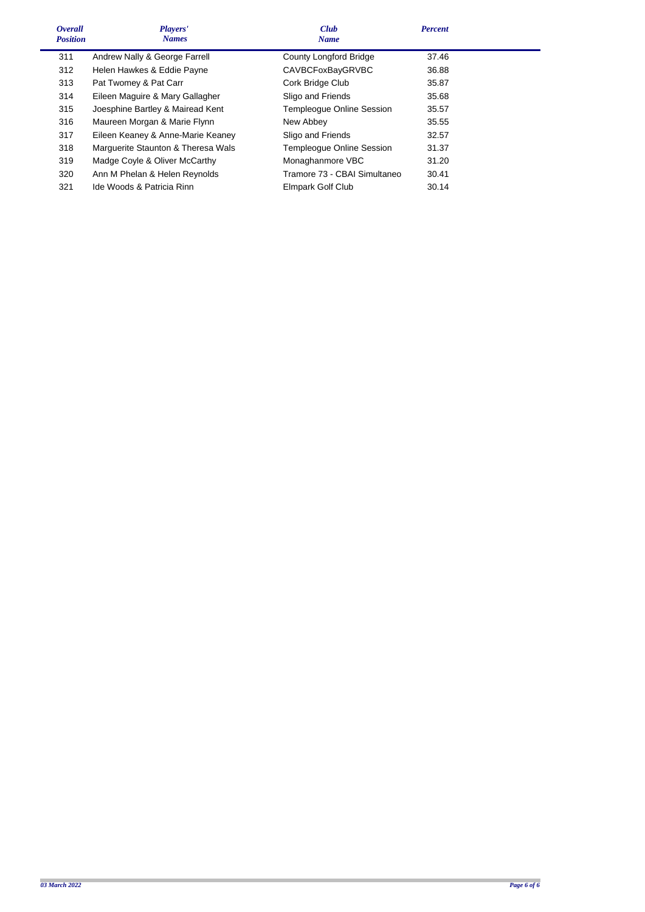| Overall Position | Players' Names | Club Name | Percent |
| --- | --- | --- | --- |
| 311 | Andrew Nally & George Farrell | County Longford Bridge | 37.46 |
| 312 | Helen Hawkes & Eddie Payne | CAVBCFoxBayGRVBC | 36.88 |
| 313 | Pat Twomey & Pat Carr | Cork Bridge Club | 35.87 |
| 314 | Eileen Maguire & Mary Gallagher | Sligo and Friends | 35.68 |
| 315 | Joesphine Bartley & Mairead Kent | Templeogue Online Session | 35.57 |
| 316 | Maureen Morgan & Marie Flynn | New Abbey | 35.55 |
| 317 | Eileen Keaney & Anne-Marie Keaney | Sligo and Friends | 32.57 |
| 318 | Marguerite Staunton & Theresa Wals | Templeogue Online Session | 31.37 |
| 319 | Madge Coyle & Oliver McCarthy | Monaghanmore VBC | 31.20 |
| 320 | Ann M Phelan & Helen Reynolds | Tramore 73 - CBAI Simultaneo | 30.41 |
| 321 | Ide Woods & Patricia Rinn | Elmpark Golf Club | 30.14 |

03 March 2022